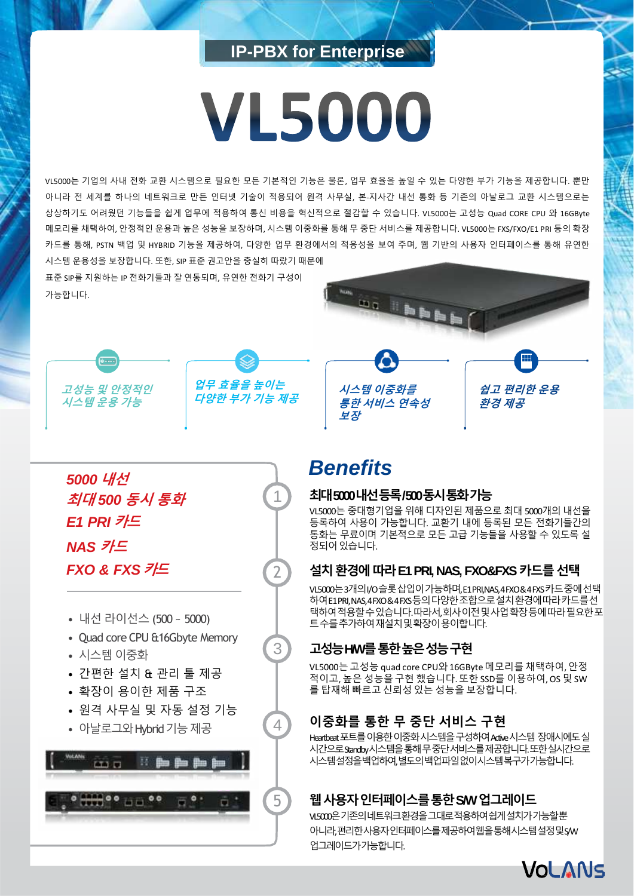IP-PBX for Enterprise

# VL5000

VL5000는 기업의 사내 전화 교환 시스템으로 필요한 모든 기본적인 기능은 물론, 업무 효율을 높일 수 있는 다양한 부가 기능을 제공합니다. 뿐만 아니라 전 세계를 하나의 네트워크로 만든 인터넷 기술이 적용되어 원격 사무실, 본-지사간 내선 통화 등 기존의 아날로그 교환 시스템으로는 상상하기도 어려웠던 기능들을 쉽게 업무에 적용하여 통신 비용을 혁신적으로 절감할 수 있습니다. VL5000는 고성능 Quad CORE CPU 와 16GByte 메모리를 채택하여, 안정적인 운용과 높은 성능을 보장하며, 시스템 이중화를 통해 무 중단 서비스를 제공합니다. VL5000는 FXS/FXO/E1 PRI 등의 확장 카드를 통해, PSTN 백업 및 HYBRID 기능을 제공하여, 다양한 업무 환경에서의 적응성을 보여 주며, 웹 기반의 사용자 인터페이스를 통해 유연한 시스템 운용성을 보장합니다. 또한, SIP 표준 권고안을 충실히 따랐기 때문에 표준 SIP를 지원하는 IP 전화기들과 잘 연동되며, 유연한 전화기 구성이 가능합니다.

*고성능 및 안정적인 시스템 운용 가능*

*업무 효율을 높이는 다양한 부가 기능 제공*

*시스템 이중화를 통한 서비스 연속성 보장*

*쉽고 편리한 운용 환경 제공*

***5000 내선***
***최대 500 동시 통화***
***E1 PRI 카드***
***NAS 카드***
***FXO & FXS 카드***

- 내선 라이선스 (500 ~ 5000)
- Quad core CPU &16Gbyte Memory
- 시스템 이중화
- 간편한 설치 & 관리 툴 제공
- 확장이 용이한 제품 구조
- 원격 사무실 및 자동 설정 기능
- 아날로그와 Hybrid 기능 제공

## *Benefits*

### 1. 최대 5000 내선 등록/500 동시 통화 가능

VL5000는 중대형기업을 위해 디자인된 제품으로 최대 5000개의 내선을 등록하여 사용이 가능합니다. 교환기 내에 등록된 모든 전화기들간의 통화는 무료이며 기본적으로 모든 고급 기능들을 사용할 수 있도록 설정되어 있습니다.

### 2. 설치 환경에 따라 E1 PRI, NAS, FXO&FXS 카드를 선택

VL5000는 3개의 I/O슬롯 삽입이 가능하며, E1 PRI, NAS, 4 FXO & 4 FXS 카드 중에 선택하여 E1 PRI, NAS, 4 FXO & 4 FXS 등의 다양한 조합으로 설치 환경에 따라 카드를 선택하여 적용할 수 있습니다. 따라서, 회사 이전 및 사업 확장 등에 따라 필요한 포트 수를 추가하여 재설치 및 확장이 용이합니다.

### 3. 고성능 HW를 통한 높은 성능 구현

VL5000는 고성능 quad core CPU와 16GByte 메모리를 채택하여, 안정적이고, 높은 성능을 구현 했습니다. 또한 SSD를 이용하여, OS 및 SW를 탑재해 빠르고 신뢰성 있는 성능을 보장합니다.

### 4. 이중화를 통한 무 중단 서비스 구현

Heartbeat 포트를 이용한 이중화 시스템을 구성하여 Active 시스템 장애시에도 실시간으로 Standby 시스템을 통해 무 중단 서비스를 제공합니다. 또한 실시간으로 시스템 설정을 백업하여, 별도의 백업파일 없이 시스템 복구가 가능합니다.

### 5. 웹 사용자 인터페이스를 통한 S/W 업그레이드

VL5000은 기존의 네트워크 환경을 그대로 적용하여 쉽게 설치가 가능할 뿐 아니라, 편리한 사용자 인터페이스를 제공하여 웹을 통해 시스템 설정 및 S/W 업그레이드가 가능합니다.

VoLANs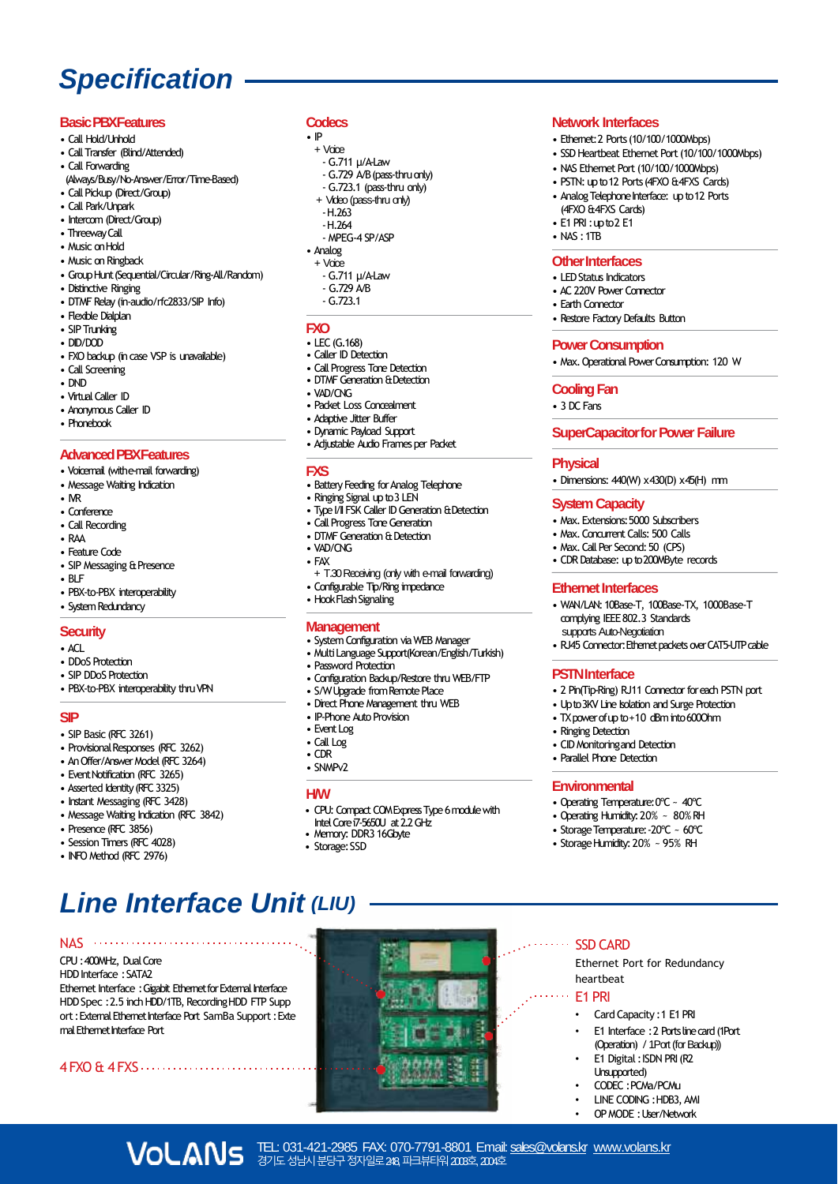# Specification

## Basic PBX Features

- Call Hold/Unhold
- Call Transfer (Blind/Attended)
- Call Forwarding (Always/Busy/No-Answer/Error/Time-Based)
- Call Pickup (Direct/Group)
- Call Park/Unpark
- Intercom (Direct/Group)
- Threeway Call
- Music on Hold
- Music on Ringback
- Group Hunt (Sequential/Circular/Ring-All/Random)
- Distinctive Ringing
- DTMF Relay (in-audio/rfc2833/SIP Info)
- Flexible Dialplan
- SIP Trunking
- DID/DOD
- FXO backup (in case VSP is unavailable)
- Call Screening
- DND
- Virtual Caller ID
- Anonymous Caller ID
- Phonebook

## Advanced PBX Features

- Voicemail (with e-mail forwarding)
- Message Waiting Indication
- IVR
- Conference
- Call Recording
- RAA
- Feature Code
- SIP Messaging & Presence
- BLF
- PBX-to-PBX interoperability
- System Redundancy

## Security

- ACL
- DDoS Protection
- SIP DDoS Protection
- PBX-to-PBX interoperability thru VPN

## SIP

- SIP Basic (RFC 3261)
- Provisional Responses (RFC 3262)
- An Offer/Answer Model (RFC 3264)
- Event Notification (RFC 3265)
- Asserted Identity (RFC 3325)
- Instant Messaging (RFC 3428)
- Message Waiting Indication (RFC 3842)
- Presence (RFC 3856)
- Session Timers (RFC 4028)
- INFO Method (RFC 2976)

## Codecs

- IP
  - + Voice
    - G.711 μ/A-Law
    - G.729 A/B (pass-thru only)
    - G.723.1 (pass-thru only)
  - + Video (pass-thru only)
    - H.263
    - H.264
    - MPEG-4 SP/ASP
- Analog
  - + Voice
    - G.711 μ/A-Law
    - G.729 A/B
    - G.723.1

## FXO

- LEC (G.168)
- Caller ID Detection
- Call Progress Tone Detection
- DTMF Generation & Detection
- VAD/CNG
- Packet Loss Concealment
- Adaptive Jitter Buffer
- Dynamic Payload Support
- Adjustable Audio Frames per Packet

## FXS

- Battery Feeding for Analog Telephone
- Ringing Signal up to 3 LEN
- Type I/II FSK Caller ID Generation & Detection
- Call Progress Tone Generation
- DTMF Generation & Detection
- VAD/CNG
- FAX
  - + T.30 Receiving (only with e-mail forwarding)
- Configurable Tip/Ring impedance
- Hook Flash Signaling

## Management

- System Configuration via WEB Manager
- Multi Language Support(Korean/English/Turkish)
- Password Protection
- Configuration Backup/Restore thru WEB/FTP
- S/W Upgrade from Remote Place
- Direct Phone Management thru WEB
- IP-Phone Auto Provision
- Event Log
- Call Log
- CDR
- SNMPv2

## H/W

- CPU: Compact COM Express Type 6 module with Intel Core i7-5650U at 2.2 GHz
- Memory: DDR3 16Gbyte
- Storage: SSD

## Network Interfaces

- Ethernet: 2 Ports (10/100/1000Mbps)
- SSD Heartbeat Ethernet Port (10/100/1000Mbps)
- NAS Ethernet Port (10/100/1000Mbps)
- PSTN: up to 12 Ports (4FXO & 4FXS Cards)
- Analog Telephone Interface: up to 12 Ports (4FXO & 4FXS Cards)
- E1 PRI : up to 2 E1
- NAS : 1TB

## Other Interfaces

- LED Status Indicators
- AC 220V Power Connector
- Earth Connector
- Restore Factory Defaults Button

## Power Consumption

- Max. Operational Power Consumption: 120 W

## Cooling Fan

- 3 DC Fans

## SuperCapacitor for Power Failure

## Physical

- Dimensions: 440(W) x 430(D) x 45(H) mm

## System Capacity

- Max. Extensions: 5000 Subscribers
- Max. Concurrent Calls: 500 Calls
- Max. Call Per Second: 50 (CPS)
- CDR Database: up to 200MByte records

## Ethernet Interfaces

- WAN/LAN: 10Base-T, 100Base-TX, 1000Base-T complying IEEE 802.3 Standards supports Auto-Negotiation
- RJ45 Connector: Ethernet packets over CAT5-UTP cable

## PSTN Interface

- 2 Pin(Tip-Ring) RJ11 Connector for each PSTN port
- Up to 3KV Line Isolation and Surge Protection
- TX power of up to +10 dBm into 600Ohm
- Ringing Detection
- CID Monitoring and Detection
- Parallel Phone Detection

## Environmental

- Operating Temperature: 0℃ ~ 40℃
- Operating Humidity: 20% ~ 80% RH
- Storage Temperature: -20℃ ~ 60℃
- Storage Humidity: 20% ~ 95% RH

# Line Interface Unit (LIU)

### NAS

CPU : 400MHz, Dual Core
HDD Interface : SATA2
Ethernet Interface : Gigabit Ethernet for External Interface
HDD Spec : 2.5 inch HDD/1TB, Recording HDD FTP Support : External Ethernet Interface Port SamBa Support : External Ethernet Interface Port

### 4 FXO & 4 FXS

### SSD CARD

Ethernet Port for Redundancy heartbeat

### E1 PRI

- Card Capacity : 1 E1 PRI
- E1 Interface : 2 Ports line card (1Port (Operation) / 1Port (for Backup))
- E1 Digital : ISDN PRI (R2 Unsupported)
- CODEC : PCMa/PCMu
- LINE CODING : HDB3, AMI
- OP MODE : User/Network

VoLANs TEL: 031-421-2985 FAX: 070-7791-8801 Email: sales@volans.kr www.volans.kr
경기도 성남시 분당구 정자일로 248, 파크뷰타워 2003호, 2004호